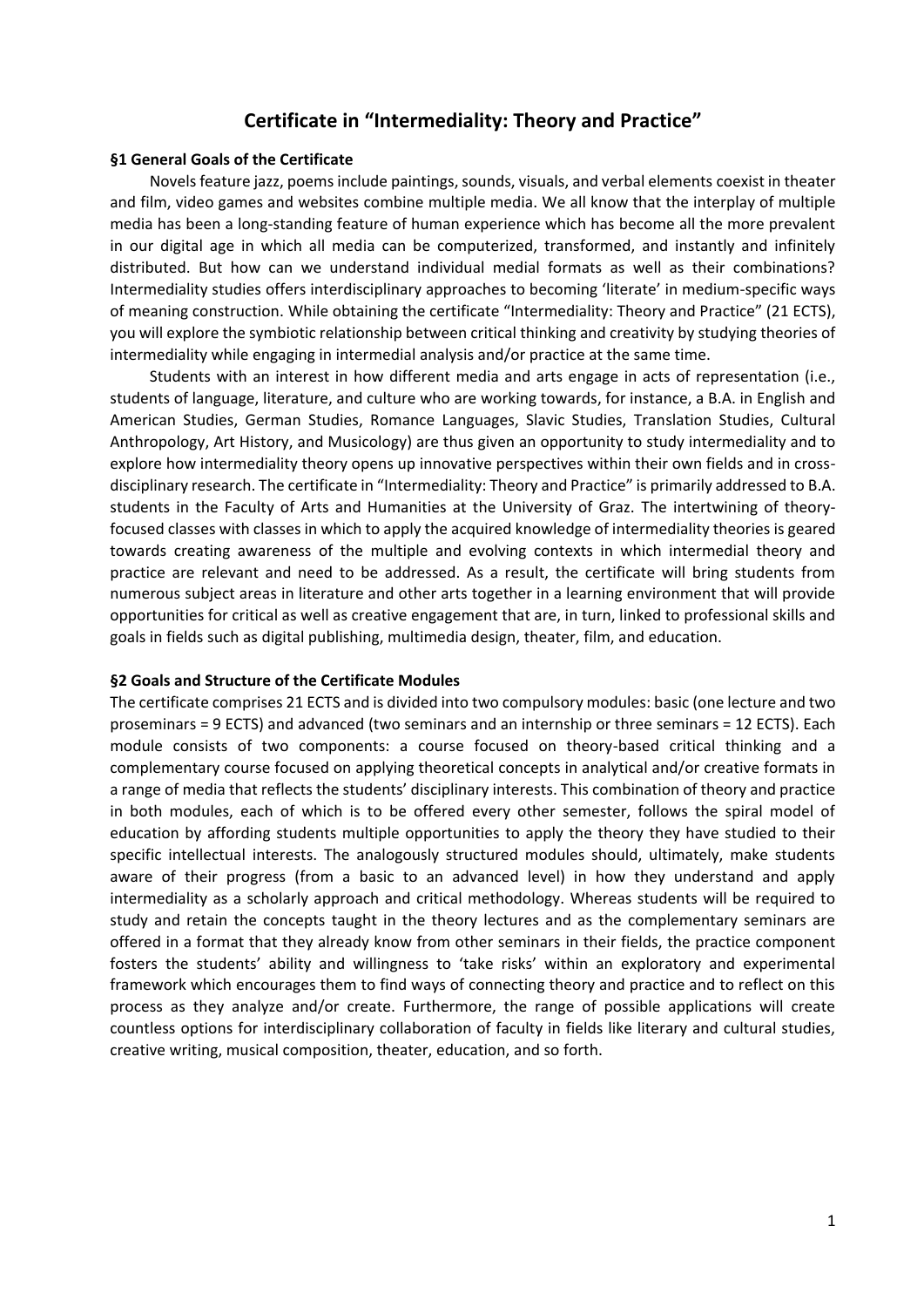# Certificate in "Intermediality: Theory and Practice"

### §1 General Goals of the Certificate

Novels feature jazz, poems include paintings, sounds, visuals, and verbal elements coexist in theater and film, video games and websites combine multiple media. We all know that the interplay of multiple media has been a long-standing feature of human experience which has become all the more prevalent in our digital age in which all media can be computerized, transformed, and instantly and infinitely distributed. But how can we understand individual medial formats as well as their combinations? Intermediality studies offers interdisciplinary approaches to becoming 'literate' in medium-specific ways of meaning construction. While obtaining the certificate "Intermediality: Theory and Practice" (21 ECTS), you will explore the symbiotic relationship between critical thinking and creativity by studying theories of intermediality while engaging in intermedial analysis and/or practice at the same time.

Students with an interest in how different media and arts engage in acts of representation (i.e., students of language, literature, and culture who are working towards, for instance, a B.A. in English and American Studies, German Studies, Romance Languages, Slavic Studies, Translation Studies, Cultural Anthropology, Art History, and Musicology) are thus given an opportunity to study intermediality and to explore how intermediality theory opens up innovative perspectives within their own fields and in cross-disciplinary research. The certificate in "Intermediality: Theory and Practice" is primarily addressed to B.A. students in the Faculty of Arts and Humanities at the University of Graz. The intertwining of theory-focused classes with classes in which to apply the acquired knowledge of intermediality theories is geared towards creating awareness of the multiple and evolving contexts in which intermedial theory and practice are relevant and need to be addressed. As a result, the certificate will bring students from numerous subject areas in literature and other arts together in a learning environment that will provide opportunities for critical as well as creative engagement that are, in turn, linked to professional skills and goals in fields such as digital publishing, multimedia design, theater, film, and education.

### §2 Goals and Structure of the Certificate Modules

The certificate comprises 21 ECTS and is divided into two compulsory modules: basic (one lecture and two proseminars = 9 ECTS) and advanced (two seminars and an internship or three seminars = 12 ECTS). Each module consists of two components: a course focused on theory-based critical thinking and a complementary course focused on applying theoretical concepts in analytical and/or creative formats in a range of media that reflects the students' disciplinary interests. This combination of theory and practice in both modules, each of which is to be offered every other semester, follows the spiral model of education by affording students multiple opportunities to apply the theory they have studied to their specific intellectual interests. The analogously structured modules should, ultimately, make students aware of their progress (from a basic to an advanced level) in how they understand and apply intermediality as a scholarly approach and critical methodology. Whereas students will be required to study and retain the concepts taught in the theory lectures and as the complementary seminars are offered in a format that they already know from other seminars in their fields, the practice component fosters the students' ability and willingness to 'take risks' within an exploratory and experimental framework which encourages them to find ways of connecting theory and practice and to reflect on this process as they analyze and/or create. Furthermore, the range of possible applications will create countless options for interdisciplinary collaboration of faculty in fields like literary and cultural studies, creative writing, musical composition, theater, education, and so forth.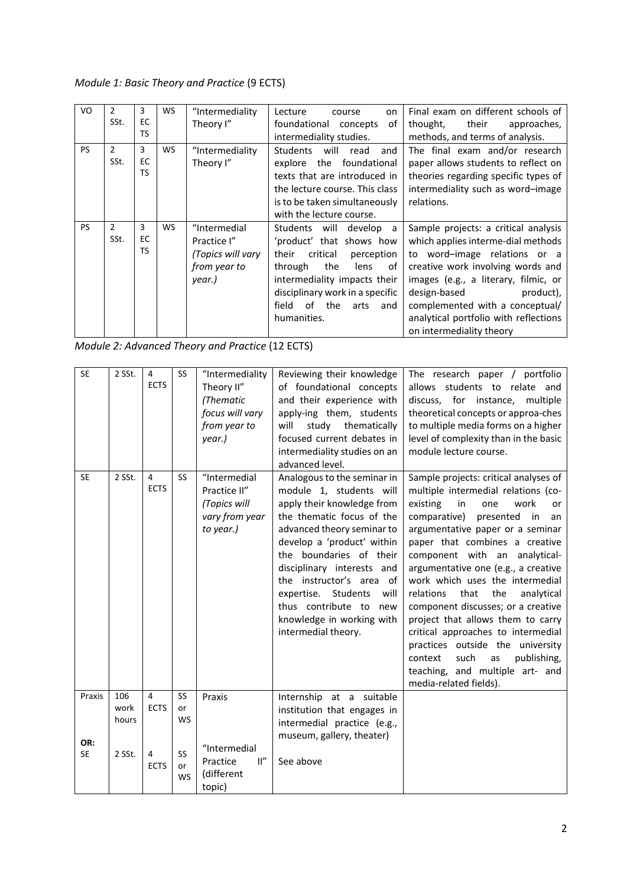*Module 1: Basic Theory and Practice* (9 ECTS)

| VO | 2 SSt. | 3 ECTS | WS | "Intermediality Theory I" | Lecture course on foundational concepts of intermediality studies. | Final exam on different schools of thought, their approaches, methods, and terms of analysis. |
|---|---|---|---|---|---|---|
| PS | 2 SSt. | 3 ECTS | WS | "Intermediality Theory I" | Students will read and explore the foundational texts that are introduced in the lecture course. This class is to be taken simultaneously with the lecture course. | The final exam and/or research paper allows students to reflect on theories regarding specific types of intermediality such as word–image relations. |
| PS | 2 SSt. | 3 ECTS | WS | "Intermedial Practice I" *(Topics will vary from year to year.)* | Students will develop a 'product' that shows how their critical perception through the lens of intermediality impacts their disciplinary work in a specific field of the arts and humanities. | Sample projects: a critical analysis which applies interme-dial methods to word–image relations or a creative work involving words and images (e.g., a literary, filmic, or design-based product), complemented with a conceptual/ analytical portfolio with reflections on intermediality theory |

*Module 2: Advanced Theory and Practice* (12 ECTS)

| SE | 2 SSt. | 4 ECTS | SS | "Intermediality Theory II" *(Thematic focus will vary from year to year.)* | Reviewing their knowledge of foundational concepts and their experience with apply-ing them, students will study thematically focused current debates in intermediality studies on an advanced level. | The research paper / portfolio allows students to relate and discuss, for instance, multiple theoretical concepts or approa-ches to multiple media forms on a higher level of complexity than in the basic module lecture course. |
|---|---|---|---|---|---|---|
| SE | 2 SSt. | 4 ECTS | SS | "Intermedial Practice II" *(Topics will vary from year to year.)* | Analogous to the seminar in module 1, students will apply their knowledge from the thematic focus of the advanced theory seminar to develop a 'product' within the boundaries of their disciplinary interests and the instructor's area of expertise. Students will thus contribute to new knowledge in working with intermedial theory. | Sample projects: critical analyses of multiple intermedial relations (co-existing in one work or comparative) presented in an argumentative paper or a seminar paper that combines a creative component with an analytical-argumentative one (e.g., a creative work which uses the intermedial relations that the analytical component discusses; or a creative project that allows them to carry critical approaches to intermedial practices outside the university context such as publishing, teaching, and multiple art- and media-related fields). |
| Praxis | 106 work hours | 4 ECTS | SS or WS | Praxis | Internship at a suitable institution that engages in intermedial practice (e.g., museum, gallery, theater) | |
| OR: SE | 2 SSt. | 4 ECTS | SS or WS | "Intermedial Practice II" (different topic) | See above | |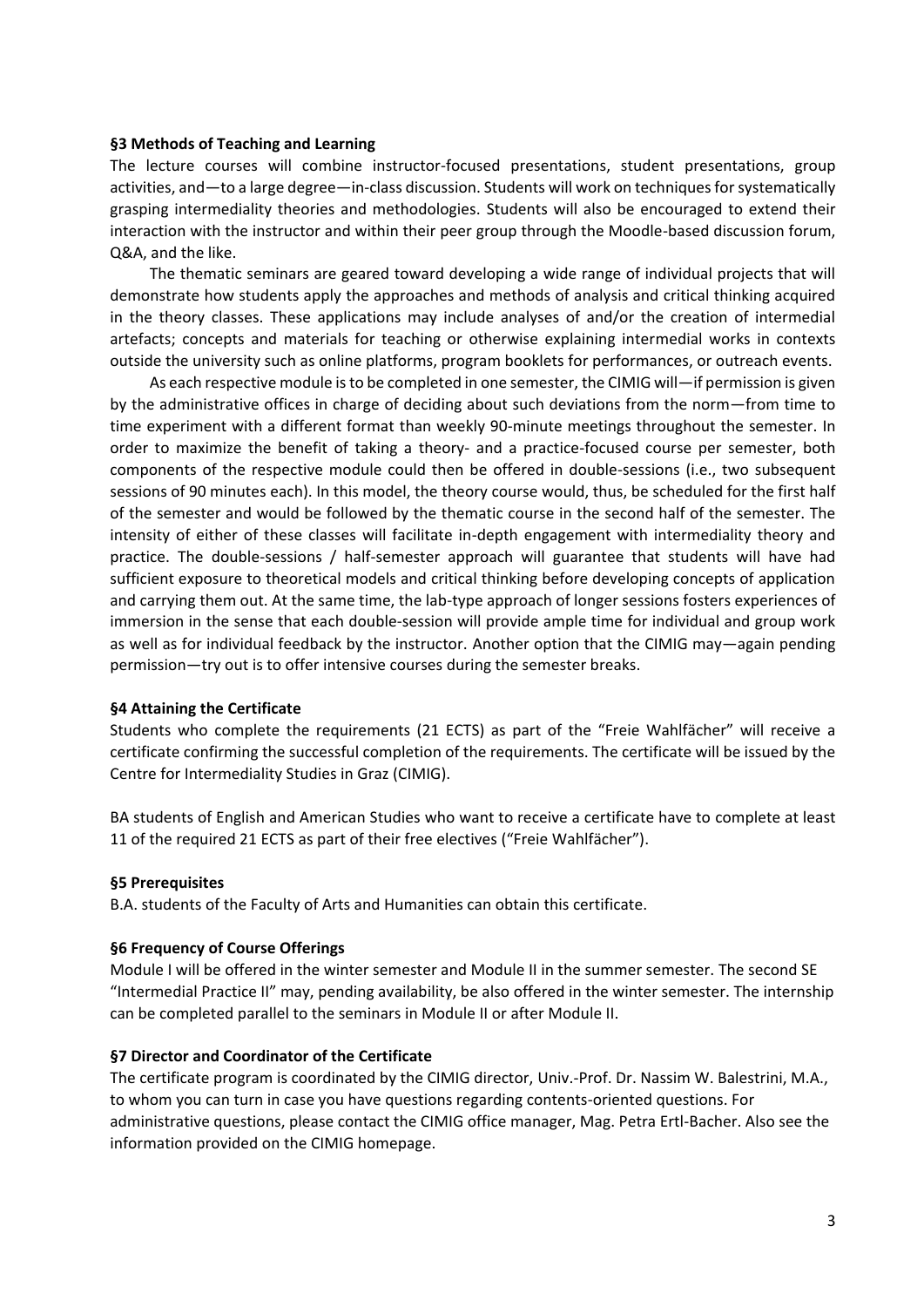### §3 Methods of Teaching and Learning

The lecture courses will combine instructor-focused presentations, student presentations, group activities, and—to a large degree—in-class discussion. Students will work on techniques for systematically grasping intermediality theories and methodologies. Students will also be encouraged to extend their interaction with the instructor and within their peer group through the Moodle-based discussion forum, Q&A, and the like.

The thematic seminars are geared toward developing a wide range of individual projects that will demonstrate how students apply the approaches and methods of analysis and critical thinking acquired in the theory classes. These applications may include analyses of and/or the creation of intermedial artefacts; concepts and materials for teaching or otherwise explaining intermedial works in contexts outside the university such as online platforms, program booklets for performances, or outreach events.

As each respective module is to be completed in one semester, the CIMIG will—if permission is given by the administrative offices in charge of deciding about such deviations from the norm—from time to time experiment with a different format than weekly 90-minute meetings throughout the semester. In order to maximize the benefit of taking a theory- and a practice-focused course per semester, both components of the respective module could then be offered in double-sessions (i.e., two subsequent sessions of 90 minutes each). In this model, the theory course would, thus, be scheduled for the first half of the semester and would be followed by the thematic course in the second half of the semester. The intensity of either of these classes will facilitate in-depth engagement with intermediality theory and practice. The double-sessions / half-semester approach will guarantee that students will have had sufficient exposure to theoretical models and critical thinking before developing concepts of application and carrying them out. At the same time, the lab-type approach of longer sessions fosters experiences of immersion in the sense that each double-session will provide ample time for individual and group work as well as for individual feedback by the instructor. Another option that the CIMIG may—again pending permission—try out is to offer intensive courses during the semester breaks.

### §4 Attaining the Certificate

Students who complete the requirements (21 ECTS) as part of the "Freie Wahlfächer" will receive a certificate confirming the successful completion of the requirements. The certificate will be issued by the Centre for Intermediality Studies in Graz (CIMIG).

BA students of English and American Studies who want to receive a certificate have to complete at least 11 of the required 21 ECTS as part of their free electives ("Freie Wahlfächer").

### §5 Prerequisites

B.A. students of the Faculty of Arts and Humanities can obtain this certificate.

### §6 Frequency of Course Offerings

Module I will be offered in the winter semester and Module II in the summer semester. The second SE "Intermedial Practice II" may, pending availability, be also offered in the winter semester. The internship can be completed parallel to the seminars in Module II or after Module II.

### §7 Director and Coordinator of the Certificate

The certificate program is coordinated by the CIMIG director, Univ.-Prof. Dr. Nassim W. Balestrini, M.A., to whom you can turn in case you have questions regarding contents-oriented questions. For administrative questions, please contact the CIMIG office manager, Mag. Petra Ertl-Bacher. Also see the information provided on the CIMIG homepage.